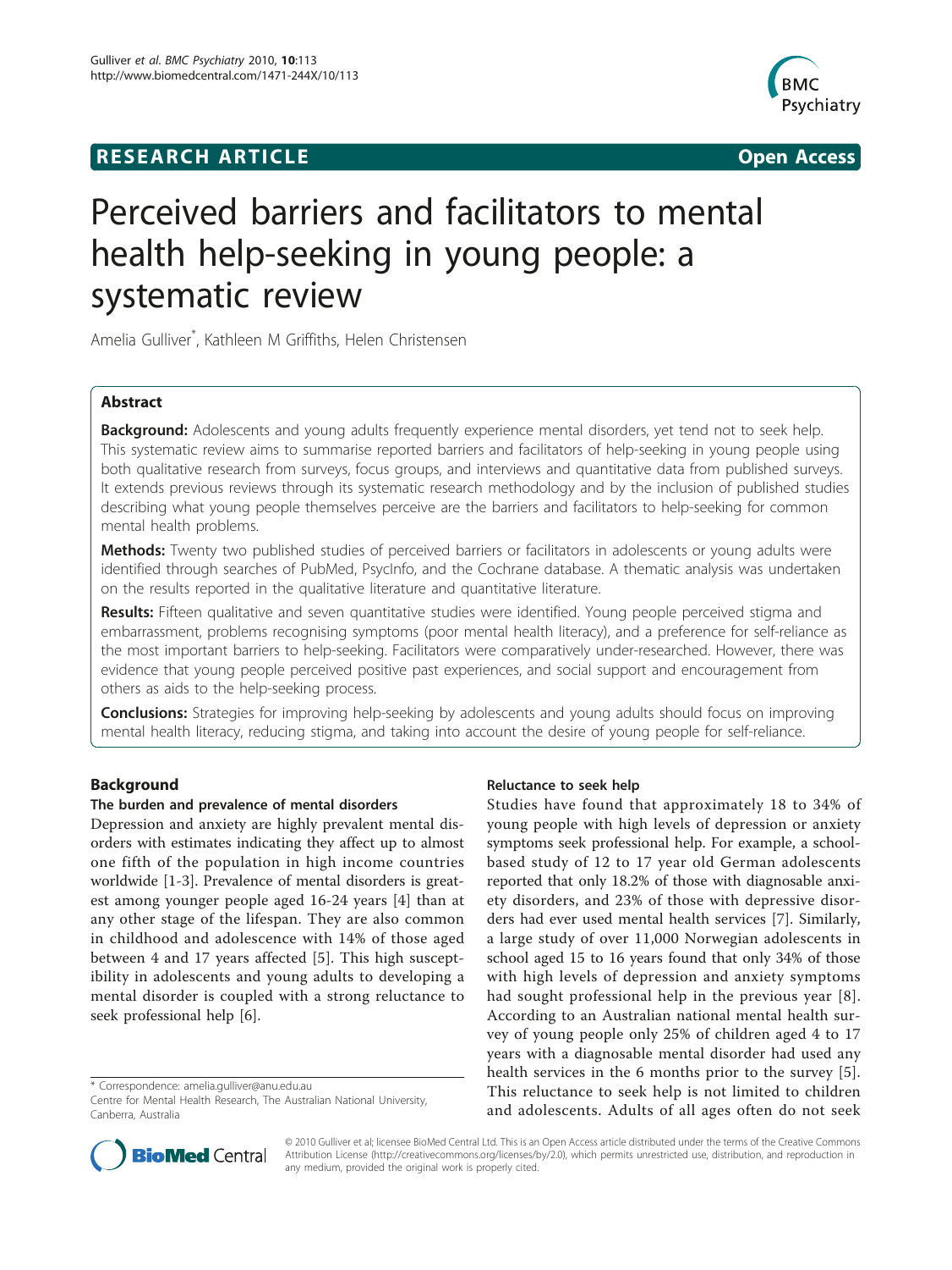**RESEARCH ARTICLE** **Open Access**

# Perceived barriers and facilitators to mental health help-seeking in young people: a systematic review

Amelia Gulliver*, Kathleen M Griffiths, Helen Christensen

## Abstract

**Background:** Adolescents and young adults frequently experience mental disorders, yet tend not to seek help. This systematic review aims to summarise reported barriers and facilitators of help-seeking in young people using both qualitative research from surveys, focus groups, and interviews and quantitative data from published surveys. It extends previous reviews through its systematic research methodology and by the inclusion of published studies describing what young people themselves perceive are the barriers and facilitators to help-seeking for common mental health problems.

**Methods:** Twenty two published studies of perceived barriers or facilitators in adolescents or young adults were identified through searches of PubMed, PsycInfo, and the Cochrane database. A thematic analysis was undertaken on the results reported in the qualitative literature and quantitative literature.

**Results:** Fifteen qualitative and seven quantitative studies were identified. Young people perceived stigma and embarrassment, problems recognising symptoms (poor mental health literacy), and a preference for self-reliance as the most important barriers to help-seeking. Facilitators were comparatively under-researched. However, there was evidence that young people perceived positive past experiences, and social support and encouragement from others as aids to the help-seeking process.

**Conclusions:** Strategies for improving help-seeking by adolescents and young adults should focus on improving mental health literacy, reducing stigma, and taking into account the desire of young people for self-reliance.

## Background

### The burden and prevalence of mental disorders

Depression and anxiety are highly prevalent mental disorders with estimates indicating they affect up to almost one fifth of the population in high income countries worldwide [1-3]. Prevalence of mental disorders is greatest among younger people aged 16-24 years [4] than at any other stage of the lifespan. They are also common in childhood and adolescence with 14% of those aged between 4 and 17 years affected [5]. This high susceptibility in adolescents and young adults to developing a mental disorder is coupled with a strong reluctance to seek professional help [6].

### Reluctance to seek help

Studies have found that approximately 18 to 34% of young people with high levels of depression or anxiety symptoms seek professional help. For example, a school-based study of 12 to 17 year old German adolescents reported that only 18.2% of those with diagnosable anxiety disorders, and 23% of those with depressive disorders had ever used mental health services [7]. Similarly, a large study of over 11,000 Norwegian adolescents in school aged 15 to 16 years found that only 34% of those with high levels of depression and anxiety symptoms had sought professional help in the previous year [8]. According to an Australian national mental health survey of young people only 25% of children aged 4 to 17 years with a diagnosable mental disorder had used any health services in the 6 months prior to the survey [5]. This reluctance to seek help is not limited to children and adolescents. Adults of all ages often do not seek

\* Correspondence: amelia.gulliver@anu.edu.au
Centre for Mental Health Research, The Australian National University, Canberra, Australia

© 2010 Gulliver et al; licensee BioMed Central Ltd. This is an Open Access article distributed under the terms of the Creative Commons Attribution License (http://creativecommons.org/licenses/by/2.0), which permits unrestricted use, distribution, and reproduction in any medium, provided the original work is properly cited.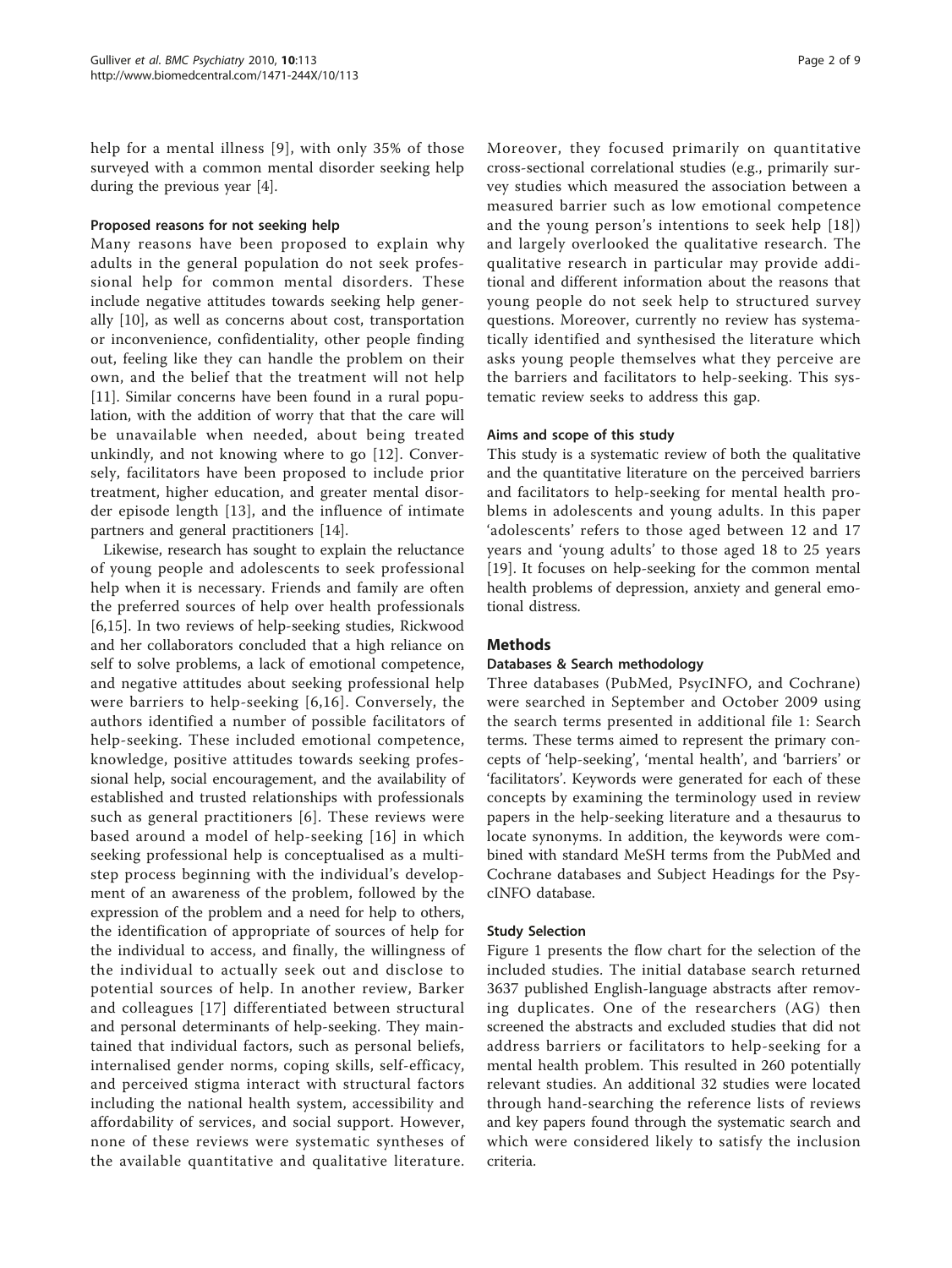help for a mental illness [9], with only 35% of those surveyed with a common mental disorder seeking help during the previous year [4].

### Proposed reasons for not seeking help

Many reasons have been proposed to explain why adults in the general population do not seek professional help for common mental disorders. These include negative attitudes towards seeking help generally [10], as well as concerns about cost, transportation or inconvenience, confidentiality, other people finding out, feeling like they can handle the problem on their own, and the belief that the treatment will not help [11]. Similar concerns have been found in a rural population, with the addition of worry that that the care will be unavailable when needed, about being treated unkindly, and not knowing where to go [12]. Conversely, facilitators have been proposed to include prior treatment, higher education, and greater mental disorder episode length [13], and the influence of intimate partners and general practitioners [14].

Likewise, research has sought to explain the reluctance of young people and adolescents to seek professional help when it is necessary. Friends and family are often the preferred sources of help over health professionals [6,15]. In two reviews of help-seeking studies, Rickwood and her collaborators concluded that a high reliance on self to solve problems, a lack of emotional competence, and negative attitudes about seeking professional help were barriers to help-seeking [6,16]. Conversely, the authors identified a number of possible facilitators of help-seeking. These included emotional competence, knowledge, positive attitudes towards seeking professional help, social encouragement, and the availability of established and trusted relationships with professionals such as general practitioners [6]. These reviews were based around a model of help-seeking [16] in which seeking professional help is conceptualised as a multi-step process beginning with the individual's development of an awareness of the problem, followed by the expression of the problem and a need for help to others, the identification of appropriate of sources of help for the individual to access, and finally, the willingness of the individual to actually seek out and disclose to potential sources of help. In another review, Barker and colleagues [17] differentiated between structural and personal determinants of help-seeking. They maintained that individual factors, such as personal beliefs, internalised gender norms, coping skills, self-efficacy, and perceived stigma interact with structural factors including the national health system, accessibility and affordability of services, and social support. However, none of these reviews were systematic syntheses of the available quantitative and qualitative literature. Moreover, they focused primarily on quantitative cross-sectional correlational studies (e.g., primarily survey studies which measured the association between a measured barrier such as low emotional competence and the young person's intentions to seek help [18]) and largely overlooked the qualitative research. The qualitative research in particular may provide additional and different information about the reasons that young people do not seek help to structured survey questions. Moreover, currently no review has systematically identified and synthesised the literature which asks young people themselves what they perceive are the barriers and facilitators to help-seeking. This systematic review seeks to address this gap.

### Aims and scope of this study

This study is a systematic review of both the qualitative and the quantitative literature on the perceived barriers and facilitators to help-seeking for mental health problems in adolescents and young adults. In this paper 'adolescents' refers to those aged between 12 and 17 years and 'young adults' to those aged 18 to 25 years [19]. It focuses on help-seeking for the common mental health problems of depression, anxiety and general emotional distress.

## Methods

### Databases & Search methodology

Three databases (PubMed, PsycINFO, and Cochrane) were searched in September and October 2009 using the search terms presented in additional file 1: Search terms. These terms aimed to represent the primary concepts of 'help-seeking', 'mental health', and 'barriers' or 'facilitators'. Keywords were generated for each of these concepts by examining the terminology used in review papers in the help-seeking literature and a thesaurus to locate synonyms. In addition, the keywords were combined with standard MeSH terms from the PubMed and Cochrane databases and Subject Headings for the PsycINFO database.

### Study Selection

Figure 1 presents the flow chart for the selection of the included studies. The initial database search returned 3637 published English-language abstracts after removing duplicates. One of the researchers (AG) then screened the abstracts and excluded studies that did not address barriers or facilitators to help-seeking for a mental health problem. This resulted in 260 potentially relevant studies. An additional 32 studies were located through hand-searching the reference lists of reviews and key papers found through the systematic search and which were considered likely to satisfy the inclusion criteria.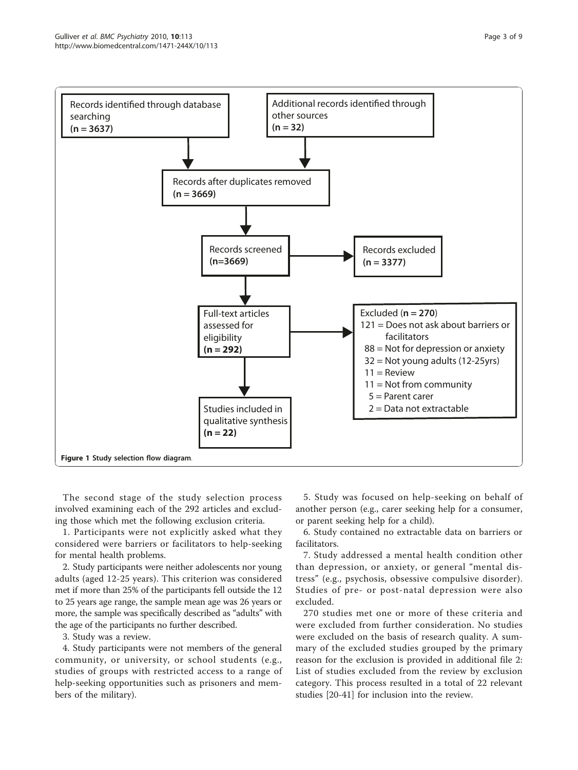Records identified through database searching **(n = 3637)**

Additional records identified through other sources **(n = 32)**

Records after duplicates removed **(n = 3669)**

Records screened **(n=3669)**

Records excluded **(n = 3377)**

Full-text articles assessed for eligibility **(n = 292)**

Excluded (**n = 270**)
121 = Does not ask about barriers or facilitators
88 = Not for depression or anxiety
32 = Not young adults (12-25yrs)
11 = Review
11 = Not from community
5 = Parent carer
2 = Data not extractable

Studies included in qualitative synthesis **(n = 22)**

**Figure 1 Study selection flow diagram**.

The second stage of the study selection process involved examining each of the 292 articles and excluding those which met the following exclusion criteria.

1. Participants were not explicitly asked what they considered were barriers or facilitators to help-seeking for mental health problems.

2. Study participants were neither adolescents nor young adults (aged 12-25 years). This criterion was considered met if more than 25% of the participants fell outside the 12 to 25 years age range, the sample mean age was 26 years or more, the sample was specifically described as "adults" with the age of the participants no further described.

3. Study was a review.

4. Study participants were not members of the general community, or university, or school students (e.g., studies of groups with restricted access to a range of help-seeking opportunities such as prisoners and members of the military).

5. Study was focused on help-seeking on behalf of another person (e.g., carer seeking help for a consumer, or parent seeking help for a child).

6. Study contained no extractable data on barriers or facilitators.

7. Study addressed a mental health condition other than depression, or anxiety, or general "mental distress" (e.g., psychosis, obsessive compulsive disorder). Studies of pre- or post-natal depression were also excluded.

270 studies met one or more of these criteria and were excluded from further consideration. No studies were excluded on the basis of research quality. A summary of the excluded studies grouped by the primary reason for the exclusion is provided in additional file 2: List of studies excluded from the review by exclusion category. This process resulted in a total of 22 relevant studies [20-41] for inclusion into the review.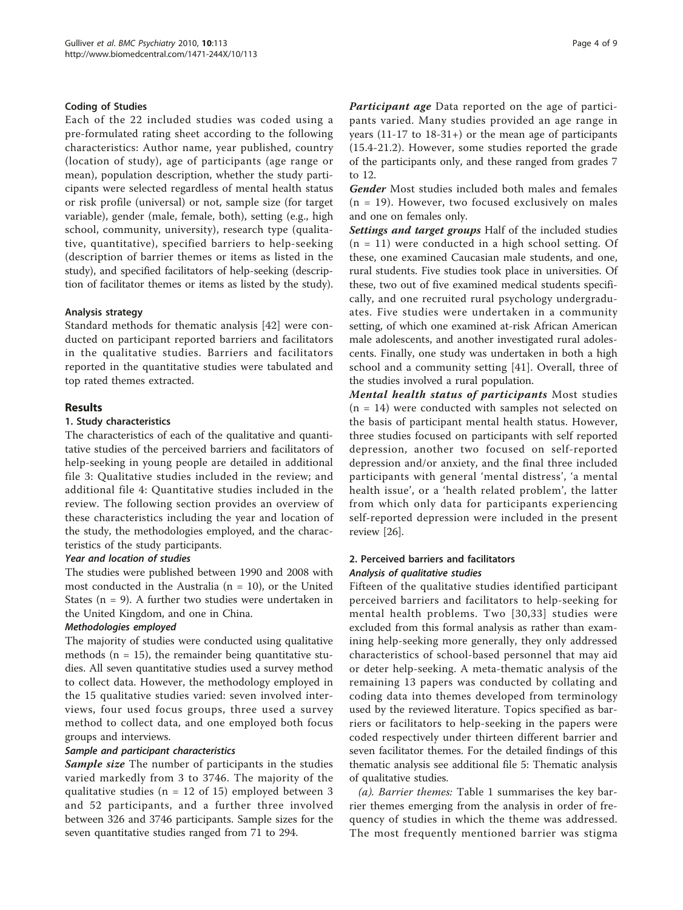### Coding of Studies

Each of the 22 included studies was coded using a pre-formulated rating sheet according to the following characteristics: Author name, year published, country (location of study), age of participants (age range or mean), population description, whether the study participants were selected regardless of mental health status or risk profile (universal) or not, sample size (for target variable), gender (male, female, both), setting (e.g., high school, community, university), research type (qualitative, quantitative), specified barriers to help-seeking (description of barrier themes or items as listed in the study), and specified facilitators of help-seeking (description of facilitator themes or items as listed by the study).

### Analysis strategy

Standard methods for thematic analysis [42] were conducted on participant reported barriers and facilitators in the qualitative studies. Barriers and facilitators reported in the quantitative studies were tabulated and top rated themes extracted.

## Results

### 1. Study characteristics

The characteristics of each of the qualitative and quantitative studies of the perceived barriers and facilitators of help-seeking in young people are detailed in additional file 3: Qualitative studies included in the review; and additional file 4: Quantitative studies included in the review. The following section provides an overview of these characteristics including the year and location of the study, the methodologies employed, and the characteristics of the study participants.

#### Year and location of studies

The studies were published between 1990 and 2008 with most conducted in the Australia (n = 10), or the United States (n = 9). A further two studies were undertaken in the United Kingdom, and one in China.

#### Methodologies employed

The majority of studies were conducted using qualitative methods (n = 15), the remainder being quantitative studies. All seven quantitative studies used a survey method to collect data. However, the methodology employed in the 15 qualitative studies varied: seven involved interviews, four used focus groups, three used a survey method to collect data, and one employed both focus groups and interviews.

#### Sample and participant characteristics

***Sample size*** The number of participants in the studies varied markedly from 3 to 3746. The majority of the qualitative studies (n = 12 of 15) employed between 3 and 52 participants, and a further three involved between 326 and 3746 participants. Sample sizes for the seven quantitative studies ranged from 71 to 294.

***Participant age*** Data reported on the age of participants varied. Many studies provided an age range in years (11-17 to 18-31+) or the mean age of participants (15.4-21.2). However, some studies reported the grade of the participants only, and these ranged from grades 7 to 12.

***Gender*** Most studies included both males and females (n = 19). However, two focused exclusively on males and one on females only.

***Settings and target groups*** Half of the included studies (n = 11) were conducted in a high school setting. Of these, one examined Caucasian male students, and one, rural students. Five studies took place in universities. Of these, two out of five examined medical students specifically, and one recruited rural psychology undergraduates. Five studies were undertaken in a community setting, of which one examined at-risk African American male adolescents, and another investigated rural adolescents. Finally, one study was undertaken in both a high school and a community setting [41]. Overall, three of the studies involved a rural population.

***Mental health status of participants*** Most studies (n = 14) were conducted with samples not selected on the basis of participant mental health status. However, three studies focused on participants with self reported depression, another two focused on self-reported depression and/or anxiety, and the final three included participants with general 'mental distress', 'a mental health issue', or a 'health related problem', the latter from which only data for participants experiencing self-reported depression were included in the present review [26].

### 2. Perceived barriers and facilitators

#### Analysis of qualitative studies

Fifteen of the qualitative studies identified participant perceived barriers and facilitators to help-seeking for mental health problems. Two [30,33] studies were excluded from this formal analysis as rather than examining help-seeking more generally, they only addressed characteristics of school-based personnel that may aid or deter help-seeking. A meta-thematic analysis of the remaining 13 papers was conducted by collating and coding data into themes developed from terminology used by the reviewed literature. Topics specified as barriers or facilitators to help-seeking in the papers were coded respectively under thirteen different barrier and seven facilitator themes. For the detailed findings of this thematic analysis see additional file 5: Thematic analysis of qualitative studies.

*(a). Barrier themes:* Table 1 summarises the key barrier themes emerging from the analysis in order of frequency of studies in which the theme was addressed. The most frequently mentioned barrier was stigma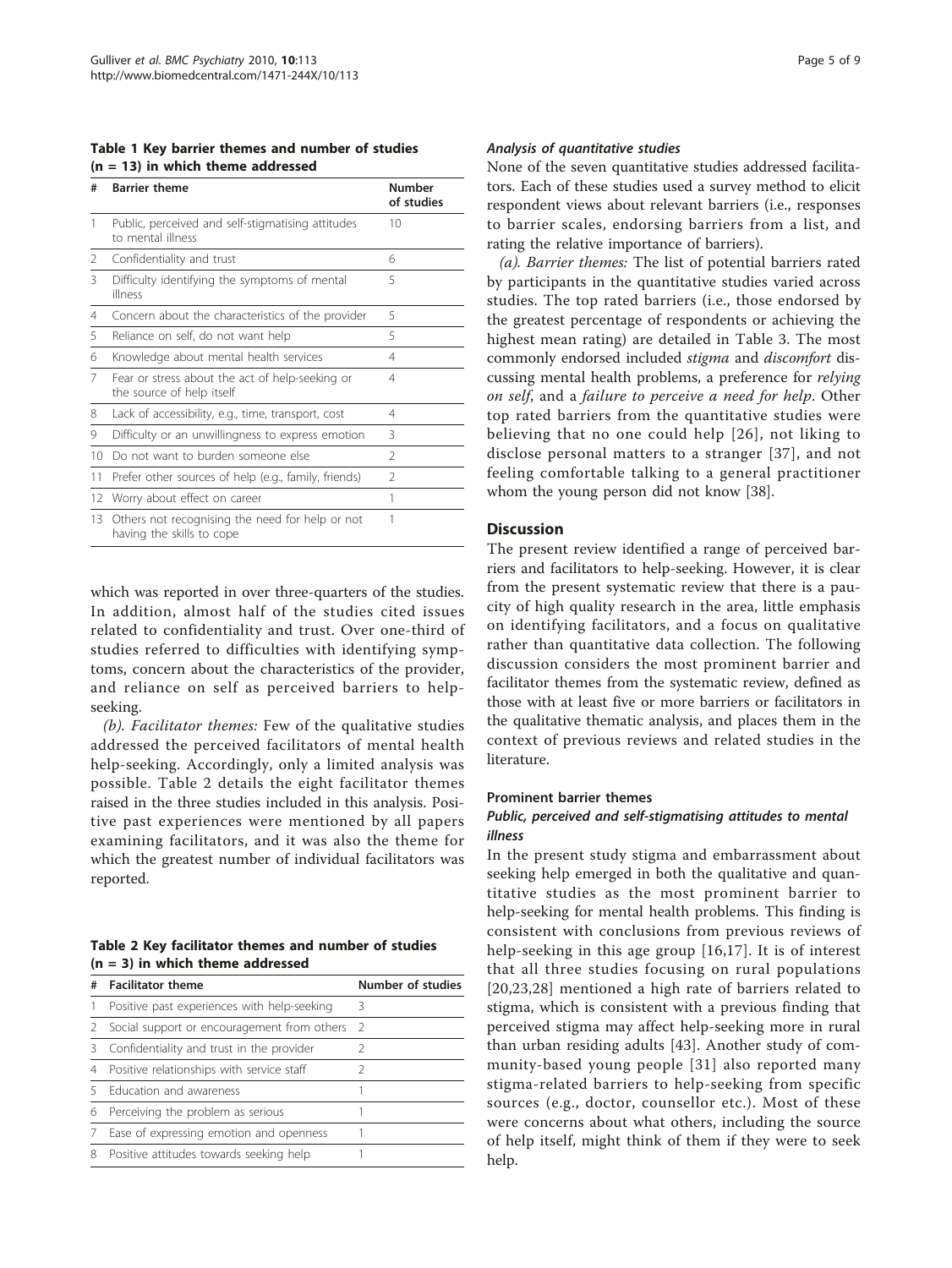**Table 1 Key barrier themes and number of studies (n = 13) in which theme addressed**

| # | Barrier theme | Number of studies |
|---|---|---|
| 1 | Public, perceived and self-stigmatising attitudes to mental illness | 10 |
| 2 | Confidentiality and trust | 6 |
| 3 | Difficulty identifying the symptoms of mental illness | 5 |
| 4 | Concern about the characteristics of the provider | 5 |
| 5 | Reliance on self, do not want help | 5 |
| 6 | Knowledge about mental health services | 4 |
| 7 | Fear or stress about the act of help-seeking or the source of help itself | 4 |
| 8 | Lack of accessibility, e.g., time, transport, cost | 4 |
| 9 | Difficulty or an unwillingness to express emotion | 3 |
| 10 | Do not want to burden someone else | 2 |
| 11 | Prefer other sources of help (e.g., family, friends) | 2 |
| 12 | Worry about effect on career | 1 |
| 13 | Others not recognising the need for help or not having the skills to cope | 1 |

which was reported in over three-quarters of the studies. In addition, almost half of the studies cited issues related to confidentiality and trust. Over one-third of studies referred to difficulties with identifying symptoms, concern about the characteristics of the provider, and reliance on self as perceived barriers to help-seeking.

*(b). Facilitator themes:* Few of the qualitative studies addressed the perceived facilitators of mental health help-seeking. Accordingly, only a limited analysis was possible. Table 2 details the eight facilitator themes raised in the three studies included in this analysis. Positive past experiences were mentioned by all papers examining facilitators, and it was also the theme for which the greatest number of individual facilitators was reported.

**Table 2 Key facilitator themes and number of studies (n = 3) in which theme addressed**

| # | Facilitator theme | Number of studies |
|---|---|---|
| 1 | Positive past experiences with help-seeking | 3 |
| 2 | Social support or encouragement from others | 2 |
| 3 | Confidentiality and trust in the provider | 2 |
| 4 | Positive relationships with service staff | 2 |
| 5 | Education and awareness | 1 |
| 6 | Perceiving the problem as serious | 1 |
| 7 | Ease of expressing emotion and openness | 1 |
| 8 | Positive attitudes towards seeking help | 1 |

#### *Analysis of quantitative studies*

None of the seven quantitative studies addressed facilitators. Each of these studies used a survey method to elicit respondent views about relevant barriers (i.e., responses to barrier scales, endorsing barriers from a list, and rating the relative importance of barriers).

*(a). Barrier themes:* The list of potential barriers rated by participants in the quantitative studies varied across studies. The top rated barriers (i.e., those endorsed by the greatest percentage of respondents or achieving the highest mean rating) are detailed in Table 3. The most commonly endorsed included *stigma* and *discomfort* discussing mental health problems, a preference for *relying on self*, and a *failure to perceive a need for help*. Other top rated barriers from the quantitative studies were believing that no one could help [26], not liking to disclose personal matters to a stranger [37], and not feeling comfortable talking to a general practitioner whom the young person did not know [38].

## Discussion

The present review identified a range of perceived barriers and facilitators to help-seeking. However, it is clear from the present systematic review that there is a paucity of high quality research in the area, little emphasis on identifying facilitators, and a focus on qualitative rather than quantitative data collection. The following discussion considers the most prominent barrier and facilitator themes from the systematic review, defined as those with at least five or more barriers or facilitators in the qualitative thematic analysis, and places them in the context of previous reviews and related studies in the literature.

### Prominent barrier themes

#### *Public, perceived and self-stigmatising attitudes to mental illness*

In the present study stigma and embarrassment about seeking help emerged in both the qualitative and quantitative studies as the most prominent barrier to help-seeking for mental health problems. This finding is consistent with conclusions from previous reviews of help-seeking in this age group [16,17]. It is of interest that all three studies focusing on rural populations [20,23,28] mentioned a high rate of barriers related to stigma, which is consistent with a previous finding that perceived stigma may affect help-seeking more in rural than urban residing adults [43]. Another study of community-based young people [31] also reported many stigma-related barriers to help-seeking from specific sources (e.g., doctor, counsellor etc.). Most of these were concerns about what others, including the source of help itself, might think of them if they were to seek help.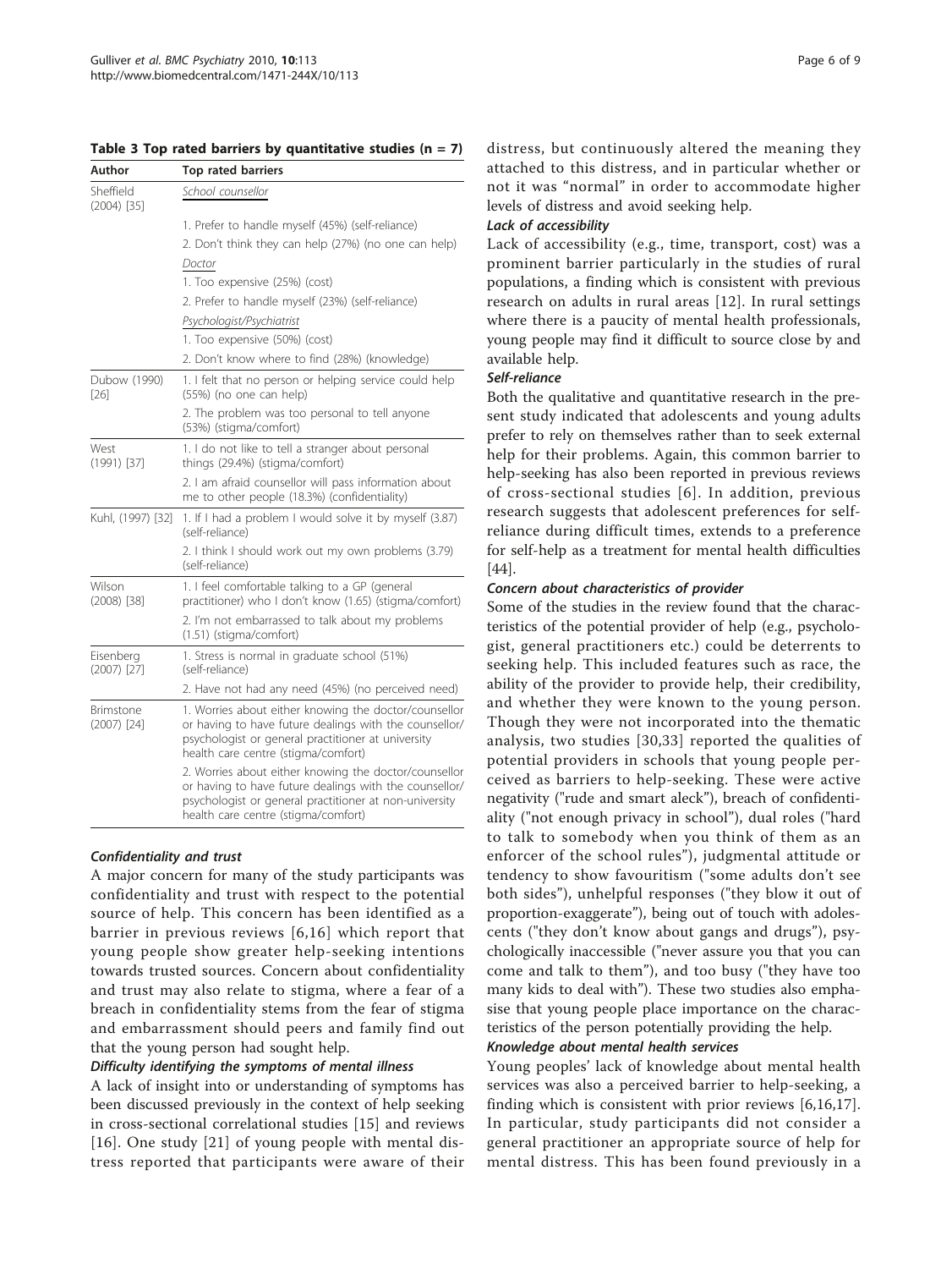**Table 3 Top rated barriers by quantitative studies (n = 7)**

| Author | Top rated barriers |
| --- | --- |
| Sheffield (2004) [35] | *School counsellor* |
| | 1. Prefer to handle myself (45%) (self-reliance) |
| | 2. Don't think they can help (27%) (no one can help) |
| | *Doctor* |
| | 1. Too expensive (25%) (cost) |
| | 2. Prefer to handle myself (23%) (self-reliance) |
| | *Psychologist/Psychiatrist* |
| | 1. Too expensive (50%) (cost) |
| | 2. Don't know where to find (28%) (knowledge) |
| Dubow (1990) [26] | 1. I felt that no person or helping service could help (55%) (no one can help) |
| | 2. The problem was too personal to tell anyone (53%) (stigma/comfort) |
| West (1991) [37] | 1. I do not like to tell a stranger about personal things (29.4%) (stigma/comfort) |
| | 2. I am afraid counsellor will pass information about me to other people (18.3%) (confidentiality) |
| Kuhl, (1997) [32] | 1. If I had a problem I would solve it by myself (3.87) (self-reliance) |
| | 2. I think I should work out my own problems (3.79) (self-reliance) |
| Wilson (2008) [38] | 1. I feel comfortable talking to a GP (general practitioner) who I don't know (1.65) (stigma/comfort) |
| | 2. I'm not embarrassed to talk about my problems (1.51) (stigma/comfort) |
| Eisenberg (2007) [27] | 1. Stress is normal in graduate school (51%) (self-reliance) |
| | 2. Have not had any need (45%) (no perceived need) |
| Brimstone (2007) [24] | 1. Worries about either knowing the doctor/counsellor or having to have future dealings with the counsellor/ psychologist or general practitioner at university health care centre (stigma/comfort) |
| | 2. Worries about either knowing the doctor/counsellor or having to have future dealings with the counsellor/ psychologist or general practitioner at non-university health care centre (stigma/comfort) |

#### *Confidentiality and trust*

A major concern for many of the study participants was confidentiality and trust with respect to the potential source of help. This concern has been identified as a barrier in previous reviews [6,16] which report that young people show greater help-seeking intentions towards trusted sources. Concern about confidentiality and trust may also relate to stigma, where a fear of a breach in confidentiality stems from the fear of stigma and embarrassment should peers and family find out that the young person had sought help.

#### *Difficulty identifying the symptoms of mental illness*

A lack of insight into or understanding of symptoms has been discussed previously in the context of help seeking in cross-sectional correlational studies [15] and reviews [16]. One study [21] of young people with mental distress reported that participants were aware of their distress, but continuously altered the meaning they attached to this distress, and in particular whether or not it was "normal" in order to accommodate higher levels of distress and avoid seeking help.

#### *Lack of accessibility*

Lack of accessibility (e.g., time, transport, cost) was a prominent barrier particularly in the studies of rural populations, a finding which is consistent with previous research on adults in rural areas [12]. In rural settings where there is a paucity of mental health professionals, young people may find it difficult to source close by and available help.

#### *Self-reliance*

Both the qualitative and quantitative research in the present study indicated that adolescents and young adults prefer to rely on themselves rather than to seek external help for their problems. Again, this common barrier to help-seeking has also been reported in previous reviews of cross-sectional studies [6]. In addition, previous research suggests that adolescent preferences for self-reliance during difficult times, extends to a preference for self-help as a treatment for mental health difficulties [44].

#### *Concern about characteristics of provider*

Some of the studies in the review found that the characteristics of the potential provider of help (e.g., psychologist, general practitioners etc.) could be deterrents to seeking help. This included features such as race, the ability of the provider to provide help, their credibility, and whether they were known to the young person. Though they were not incorporated into the thematic analysis, two studies [30,33] reported the qualities of potential providers in schools that young people perceived as barriers to help-seeking. These were active negativity ("rude and smart aleck"), breach of confidentiality ("not enough privacy in school"), dual roles ("hard to talk to somebody when you think of them as an enforcer of the school rules"), judgmental attitude or tendency to show favouritism ("some adults don't see both sides"), unhelpful responses ("they blow it out of proportion-exaggerate"), being out of touch with adolescents ("they don't know about gangs and drugs"), psychologically inaccessible ("never assure you that you can come and talk to them"), and too busy ("they have too many kids to deal with"). These two studies also emphasise that young people place importance on the characteristics of the person potentially providing the help.

#### *Knowledge about mental health services*

Young peoples' lack of knowledge about mental health services was also a perceived barrier to help-seeking, a finding which is consistent with prior reviews [6,16,17]. In particular, study participants did not consider a general practitioner an appropriate source of help for mental distress. This has been found previously in a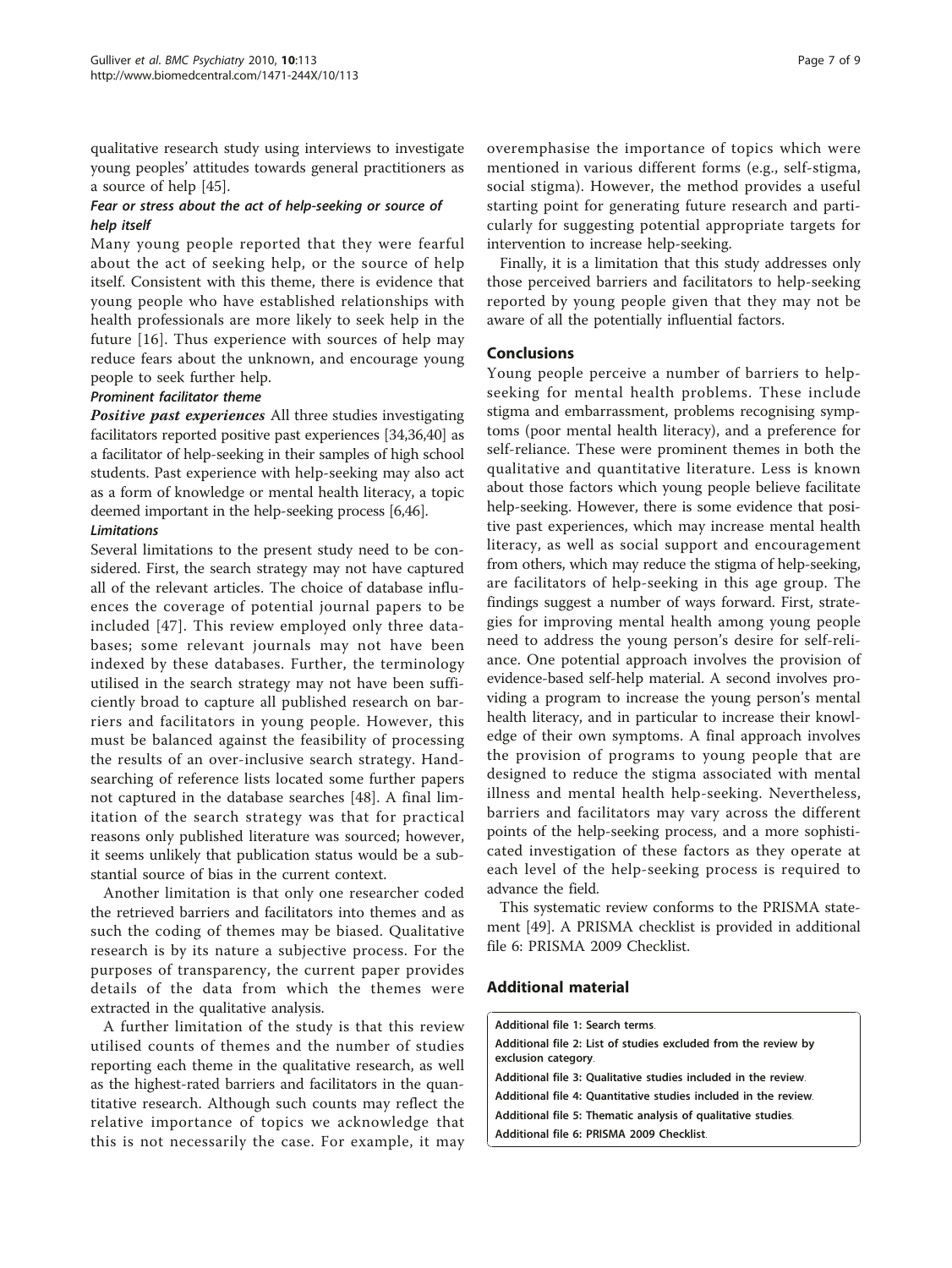qualitative research study using interviews to investigate young peoples' attitudes towards general practitioners as a source of help [45].

#### *Fear or stress about the act of help-seeking or source of help itself*

Many young people reported that they were fearful about the act of seeking help, or the source of help itself. Consistent with this theme, there is evidence that young people who have established relationships with health professionals are more likely to seek help in the future [16]. Thus experience with sources of help may reduce fears about the unknown, and encourage young people to seek further help.

#### *Prominent facilitator theme*

***Positive past experiences*** All three studies investigating facilitators reported positive past experiences [34,36,40] as a facilitator of help-seeking in their samples of high school students. Past experience with help-seeking may also act as a form of knowledge or mental health literacy, a topic deemed important in the help-seeking process [6,46].

#### *Limitations*

Several limitations to the present study need to be considered. First, the search strategy may not have captured all of the relevant articles. The choice of database influences the coverage of potential journal papers to be included [47]. This review employed only three databases; some relevant journals may not have been indexed by these databases. Further, the terminology utilised in the search strategy may not have been sufficiently broad to capture all published research on barriers and facilitators in young people. However, this must be balanced against the feasibility of processing the results of an over-inclusive search strategy. Hand-searching of reference lists located some further papers not captured in the database searches [48]. A final limitation of the search strategy was that for practical reasons only published literature was sourced; however, it seems unlikely that publication status would be a substantial source of bias in the current context.

Another limitation is that only one researcher coded the retrieved barriers and facilitators into themes and as such the coding of themes may be biased. Qualitative research is by its nature a subjective process. For the purposes of transparency, the current paper provides details of the data from which the themes were extracted in the qualitative analysis.

A further limitation of the study is that this review utilised counts of themes and the number of studies reporting each theme in the qualitative research, as well as the highest-rated barriers and facilitators in the quantitative research. Although such counts may reflect the relative importance of topics we acknowledge that this is not necessarily the case. For example, it may overemphasise the importance of topics which were mentioned in various different forms (e.g., self-stigma, social stigma). However, the method provides a useful starting point for generating future research and particularly for suggesting potential appropriate targets for intervention to increase help-seeking.

Finally, it is a limitation that this study addresses only those perceived barriers and facilitators to help-seeking reported by young people given that they may not be aware of all the potentially influential factors.

## Conclusions

Young people perceive a number of barriers to help-seeking for mental health problems. These include stigma and embarrassment, problems recognising symptoms (poor mental health literacy), and a preference for self-reliance. These were prominent themes in both the qualitative and quantitative literature. Less is known about those factors which young people believe facilitate help-seeking. However, there is some evidence that positive past experiences, which may increase mental health literacy, as well as social support and encouragement from others, which may reduce the stigma of help-seeking, are facilitators of help-seeking in this age group. The findings suggest a number of ways forward. First, strategies for improving mental health among young people need to address the young person's desire for self-reliance. One potential approach involves the provision of evidence-based self-help material. A second involves providing a program to increase the young person's mental health literacy, and in particular to increase their knowledge of their own symptoms. A final approach involves the provision of programs to young people that are designed to reduce the stigma associated with mental illness and mental health help-seeking. Nevertheless, barriers and facilitators may vary across the different points of the help-seeking process, and a more sophisticated investigation of these factors as they operate at each level of the help-seeking process is required to advance the field.

This systematic review conforms to the PRISMA statement [49]. A PRISMA checklist is provided in additional file 6: PRISMA 2009 Checklist.

## Additional material

**Additional file 1: Search terms**.

**Additional file 2: List of studies excluded from the review by exclusion category**.

**Additional file 3: Qualitative studies included in the review**.

**Additional file 4: Quantitative studies included in the review**.

**Additional file 5: Thematic analysis of qualitative studies**.

**Additional file 6: PRISMA 2009 Checklist**.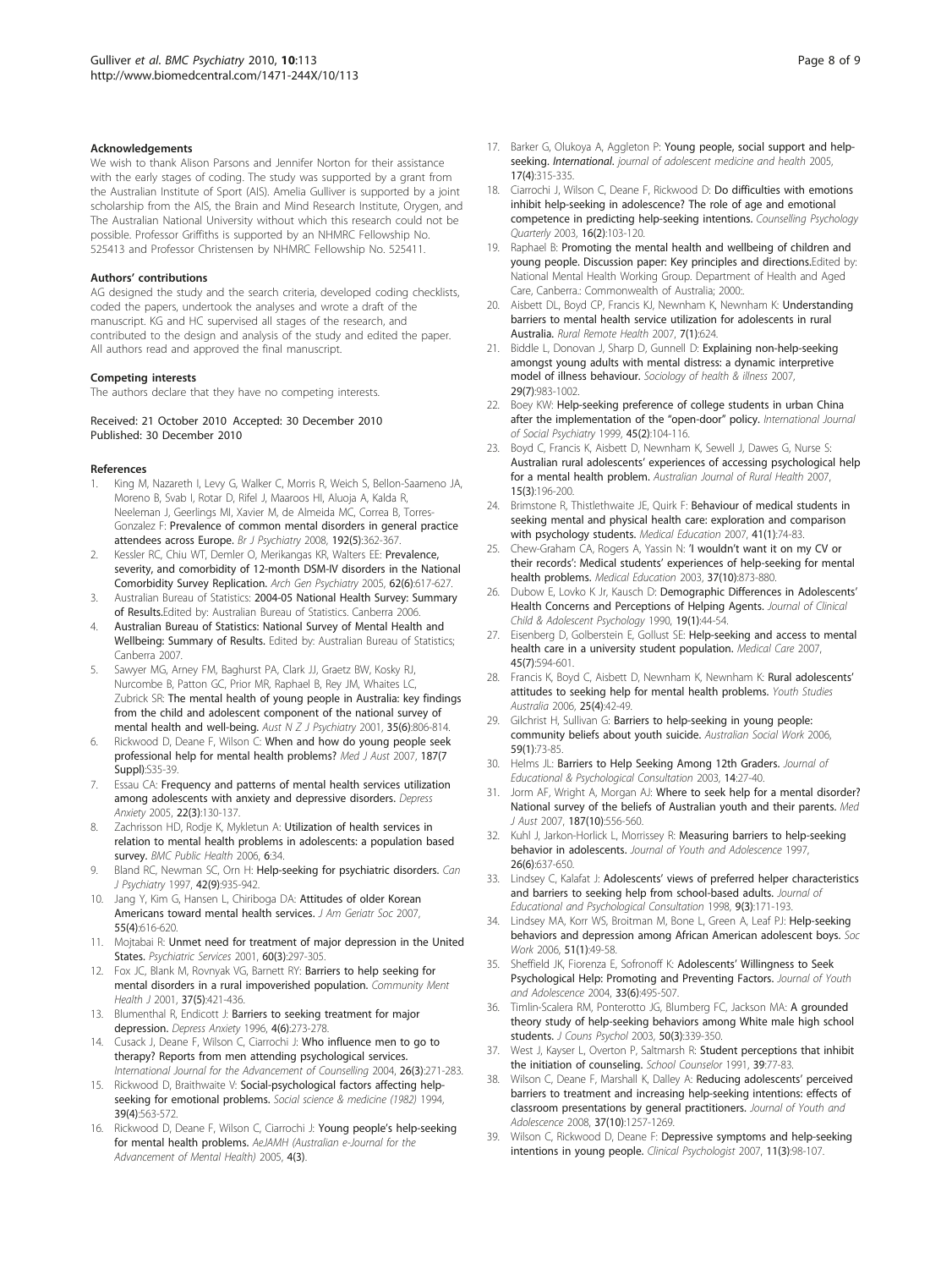### Acknowledgements

We wish to thank Alison Parsons and Jennifer Norton for their assistance with the early stages of coding. The study was supported by a grant from the Australian Institute of Sport (AIS). Amelia Gulliver is supported by a joint scholarship from the AIS, the Brain and Mind Research Institute, Orygen, and The Australian National University without which this research could not be possible. Professor Griffiths is supported by an NHMRC Fellowship No. 525413 and Professor Christensen by NHMRC Fellowship No. 525411.

### Authors' contributions

AG designed the study and the search criteria, developed coding checklists, coded the papers, undertook the analyses and wrote a draft of the manuscript. KG and HC supervised all stages of the research, and contributed to the design and analysis of the study and edited the paper. All authors read and approved the final manuscript.

### Competing interests

The authors declare that they have no competing interests.

Received: 21 October 2010 Accepted: 30 December 2010
Published: 30 December 2010

### References

1. King M, Nazareth I, Levy G, Walker C, Morris R, Weich S, Bellon-Saameno JA, Moreno B, Svab I, Rotar D, Rifel J, Maaroos HI, Aluoja A, Kalda R, Neeleman J, Geerlings MI, Xavier M, de Almeida MC, Correa B, Torres-Gonzalez F: **Prevalence of common mental disorders in general practice attendees across Europe.** *Br J Psychiatry* 2008, **192(5)**:362-367.
2. Kessler RC, Chiu WT, Demler O, Merikangas KR, Walters EE: **Prevalence, severity, and comorbidity of 12-month DSM-IV disorders in the National Comorbidity Survey Replication.** *Arch Gen Psychiatry* 2005, **62(6)**:617-627.
3. Australian Bureau of Statistics: **2004-05 National Health Survey: Summary of Results.**Edited by: Australian Bureau of Statistics. Canberra 2006.
4. **Australian Bureau of Statistics: National Survey of Mental Health and Wellbeing: Summary of Results.** Edited by: Australian Bureau of Statistics; Canberra 2007.
5. Sawyer MG, Arney FM, Baghurst PA, Clark JJ, Graetz BW, Kosky RJ, Nurcombe B, Patton GC, Prior MR, Raphael B, Rey JM, Whaites LC, Zubrick SR: **The mental health of young people in Australia: key findings from the child and adolescent component of the national survey of mental health and well-being.** *Aust N Z J Psychiatry* 2001, **35(6)**:806-814.
6. Rickwood D, Deane F, Wilson C: **When and how do young people seek professional help for mental health problems?** *Med J Aust* 2007, **187(7 Suppl)**:S35-39.
7. Essau CA: **Frequency and patterns of mental health services utilization among adolescents with anxiety and depressive disorders.** *Depress Anxiety* 2005, **22(3)**:130-137.
8. Zachrisson HD, Rodje K, Mykletun A: **Utilization of health services in relation to mental health problems in adolescents: a population based survey.** *BMC Public Health* 2006, **6**:34.
9. Bland RC, Newman SC, Orn H: **Help-seeking for psychiatric disorders.** *Can J Psychiatry* 1997, **42(9)**:935-942.
10. Jang Y, Kim G, Hansen L, Chiriboga DA: **Attitudes of older Korean Americans toward mental health services.** *J Am Geriatr Soc* 2007, **55(4)**:616-620.
11. Mojtabai R: **Unmet need for treatment of major depression in the United States.** *Psychiatric Services* 2001, **60(3)**:297-305.
12. Fox JC, Blank M, Rovnyak VG, Barnett RY: **Barriers to help seeking for mental disorders in a rural impoverished population.** *Community Ment Health J* 2001, **37(5)**:421-436.
13. Blumenthal R, Endicott J: **Barriers to seeking treatment for major depression.** *Depress Anxiety* 1996, **4(6)**:273-278.
14. Cusack J, Deane F, Wilson C, Ciarrochi J: **Who influence men to go to therapy? Reports from men attending psychological services.** *International Journal for the Advancement of Counselling* 2004, **26(3)**:271-283.
15. Rickwood D, Braithwaite V: **Social-psychological factors affecting help-seeking for emotional problems.** *Social science & medicine (1982)* 1994, **39(4)**:563-572.
16. Rickwood D, Deane F, Wilson C, Ciarrochi J: **Young people's help-seeking for mental health problems.** *AeJAMH (Australian e-Journal for the Advancement of Mental Health)* 2005, **4(3)**.
17. Barker G, Olukoya A, Aggleton P: **Young people, social support and help-seeking.** ***International.*** *journal of adolescent medicine and health* 2005, **17(4)**:315-335.
18. Ciarrochi J, Wilson C, Deane F, Rickwood D: **Do difficulties with emotions inhibit help-seeking in adolescence? The role of age and emotional competence in predicting help-seeking intentions.** *Counselling Psychology Quarterly* 2003, **16(2)**:103-120.
19. Raphael B: **Promoting the mental health and wellbeing of children and young people. Discussion paper: Key principles and directions.**Edited by: National Mental Health Working Group. Department of Health and Aged Care, Canberra.: Commonwealth of Australia; 2000:.
20. Aisbett DL, Boyd CP, Francis KJ, Newnham K, Newnham K: **Understanding barriers to mental health service utilization for adolescents in rural Australia.** *Rural Remote Health* 2007, **7(1)**:624.
21. Biddle L, Donovan J, Sharp D, Gunnell D: **Explaining non-help-seeking amongst young adults with mental distress: a dynamic interpretive model of illness behaviour.** *Sociology of health & illness* 2007, **29(7)**:983-1002.
22. Boey KW: **Help-seeking preference of college students in urban China after the implementation of the "open-door" policy.** *International Journal of Social Psychiatry* 1999, **45(2)**:104-116.
23. Boyd C, Francis K, Aisbett D, Newnham K, Sewell J, Dawes G, Nurse S: **Australian rural adolescents' experiences of accessing psychological help for a mental health problem.** *Australian Journal of Rural Health* 2007, **15(3)**:196-200.
24. Brimstone R, Thistlethwaite JE, Quirk F: **Behaviour of medical students in seeking mental and physical health care: exploration and comparison with psychology students.** *Medical Education* 2007, **41(1)**:74-83.
25. Chew-Graham CA, Rogers A, Yassin N: **'I wouldn't want it on my CV or their records': Medical students' experiences of help-seeking for mental health problems.** *Medical Education* 2003, **37(10)**:873-880.
26. Dubow E, Lovko K Jr, Kausch D: **Demographic Differences in Adolescents' Health Concerns and Perceptions of Helping Agents.** *Journal of Clinical Child & Adolescent Psychology* 1990, **19(1)**:44-54.
27. Eisenberg D, Golberstein E, Gollust SE: **Help-seeking and access to mental health care in a university student population.** *Medical Care* 2007, **45(7)**:594-601.
28. Francis K, Boyd C, Aisbett D, Newnham K, Newnham K: **Rural adolescents' attitudes to seeking help for mental health problems.** *Youth Studies Australia* 2006, **25(4)**:42-49.
29. Gilchrist H, Sullivan G: **Barriers to help-seeking in young people: community beliefs about youth suicide.** *Australian Social Work* 2006, **59(1)**:73-85.
30. Helms JL: **Barriers to Help Seeking Among 12th Graders.** *Journal of Educational & Psychological Consultation* 2003, **14**:27-40.
31. Jorm AF, Wright A, Morgan AJ: **Where to seek help for a mental disorder? National survey of the beliefs of Australian youth and their parents.** *Med J Aust* 2007, **187(10)**:556-560.
32. Kuhl J, Jarkon-Horlick L, Morrissey R: **Measuring barriers to help-seeking behavior in adolescents.** *Journal of Youth and Adolescence* 1997, **26(6)**:637-650.
33. Lindsey C, Kalafat J: **Adolescents' views of preferred helper characteristics and barriers to seeking help from school-based adults.** *Journal of Educational and Psychological Consultation* 1998, **9(3)**:171-193.
34. Lindsey MA, Korr WS, Broitman M, Bone L, Green A, Leaf PJ: **Help-seeking behaviors and depression among African American adolescent boys.** *Soc Work* 2006, **51(1)**:49-58.
35. Sheffield JK, Fiorenza E, Sofronoff K: **Adolescents' Willingness to Seek Psychological Help: Promoting and Preventing Factors.** *Journal of Youth and Adolescence* 2004, **33(6)**:495-507.
36. Timlin-Scalera RM, Ponterotto JG, Blumberg FC, Jackson MA: **A grounded theory study of help-seeking behaviors among White male high school students.** *J Couns Psychol* 2003, **50(3)**:339-350.
37. West J, Kayser L, Overton P, Saltmarsh R: **Student perceptions that inhibit the initiation of counseling.** *School Counselor* 1991, **39**:77-83.
38. Wilson C, Deane F, Marshall K, Dalley A: **Reducing adolescents' perceived barriers to treatment and increasing help-seeking intentions: effects of classroom presentations by general practitioners.** *Journal of Youth and Adolescence* 2008, **37(10)**:1257-1269.
39. Wilson C, Rickwood D, Deane F: **Depressive symptoms and help-seeking intentions in young people.** *Clinical Psychologist* 2007, **11(3)**:98-107.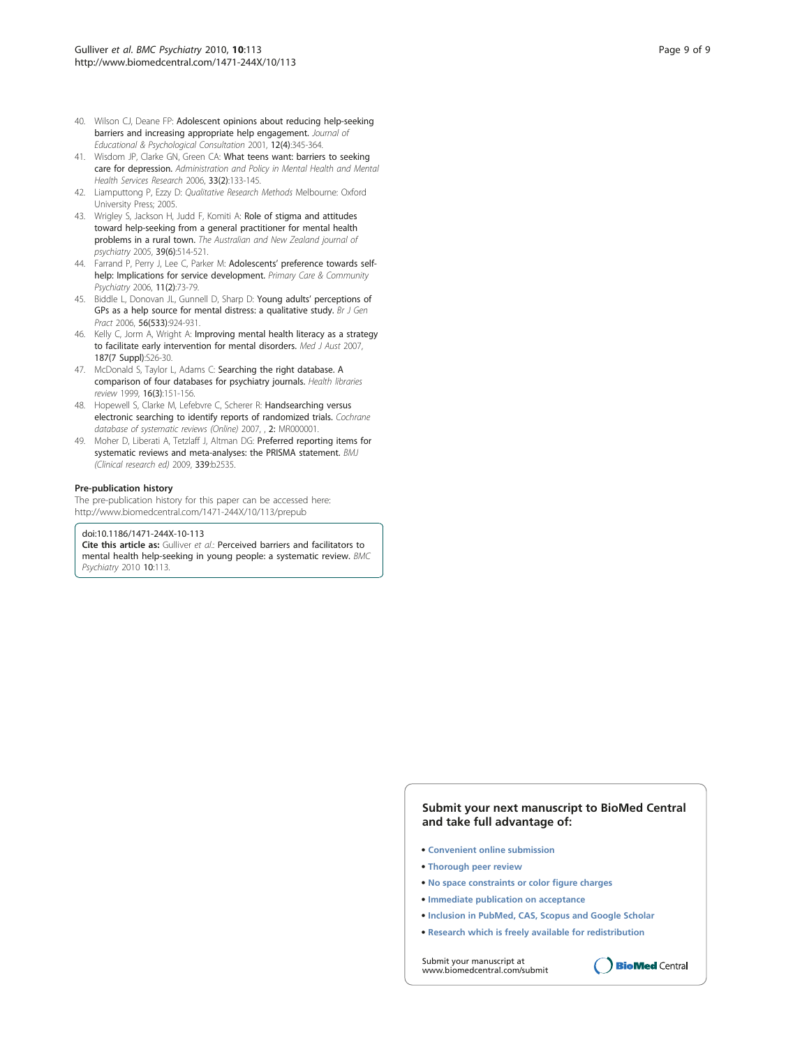40. Wilson CJ, Deane FP: **Adolescent opinions about reducing help-seeking barriers and increasing appropriate help engagement.** *Journal of Educational & Psychological Consultation* 2001, **12(4)**:345-364.
41. Wisdom JP, Clarke GN, Green CA: **What teens want: barriers to seeking care for depression.** *Administration and Policy in Mental Health and Mental Health Services Research* 2006, **33(2)**:133-145.
42. Liamputtong P, Ezzy D: *Qualitative Research Methods* Melbourne: Oxford University Press; 2005.
43. Wrigley S, Jackson H, Judd F, Komiti A: **Role of stigma and attitudes toward help-seeking from a general practitioner for mental health problems in a rural town.** *The Australian and New Zealand journal of psychiatry* 2005, **39(6)**:514-521.
44. Farrand P, Perry J, Lee C, Parker M: **Adolescents' preference towards self-help: Implications for service development.** *Primary Care & Community Psychiatry* 2006, **11(2)**:73-79.
45. Biddle L, Donovan JL, Gunnell D, Sharp D: **Young adults' perceptions of GPs as a help source for mental distress: a qualitative study.** *Br J Gen Pract* 2006, **56(533)**:924-931.
46. Kelly C, Jorm A, Wright A: **Improving mental health literacy as a strategy to facilitate early intervention for mental disorders.** *Med J Aust* 2007, **187(7 Suppl)**:S26-30.
47. McDonald S, Taylor L, Adams C: **Searching the right database. A comparison of four databases for psychiatry journals.** *Health libraries review* 1999, **16(3)**:151-156.
48. Hopewell S, Clarke M, Lefebvre C, Scherer R: **Handsearching versus electronic searching to identify reports of randomized trials.** *Cochrane database of systematic reviews (Online)* 2007, , **2**: MR000001.
49. Moher D, Liberati A, Tetzlaff J, Altman DG: **Preferred reporting items for systematic reviews and meta-analyses: the PRISMA statement.** *BMJ (Clinical research ed)* 2009, **339**:b2535.

#### Pre-publication history

The pre-publication history for this paper can be accessed here:
http://www.biomedcentral.com/1471-244X/10/113/prepub

doi:10.1186/1471-244X-10-113
**Cite this article as:** Gulliver *et al.*: Perceived barriers and facilitators to mental health help-seeking in young people: a systematic review. *BMC Psychiatry* 2010 **10**:113.

**Submit your next manuscript to BioMed Central and take full advantage of:**

- Convenient online submission
- Thorough peer review
- No space constraints or color figure charges
- Immediate publication on acceptance
- Inclusion in PubMed, CAS, Scopus and Google Scholar
- Research which is freely available for redistribution

Submit your manuscript at
www.biomedcentral.com/submit

BioMed Central